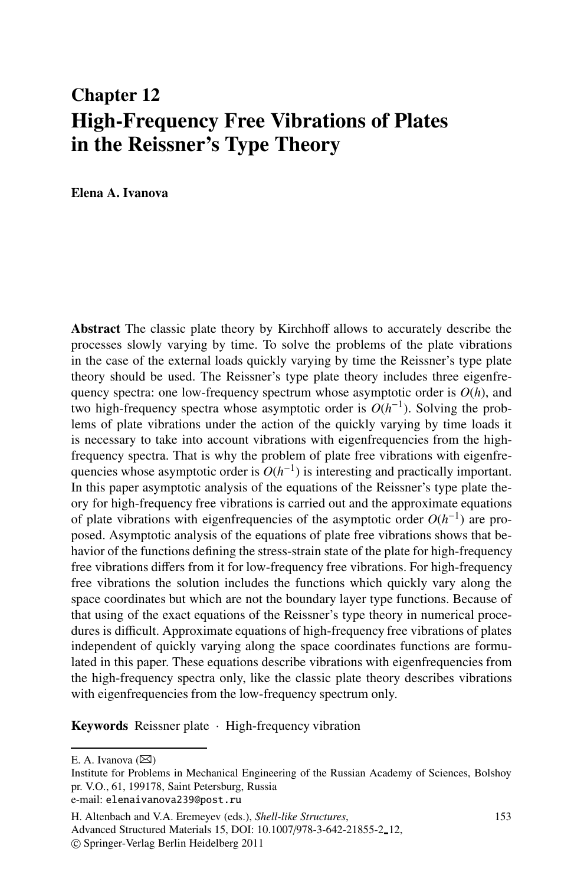# Chapter 12
# High-Frequency Free Vibrations of Plates in the Reissner's Type Theory

**Elena A. Ivanova**

**Abstract** The classic plate theory by Kirchhoff allows to accurately describe the processes slowly varying by time. To solve the problems of the plate vibrations in the case of the external loads quickly varying by time the Reissner's type plate theory should be used. The Reissner's type plate theory includes three eigenfrequency spectra: one low-frequency spectrum whose asymptotic order is $O(h)$, and two high-frequency spectra whose asymptotic order is $O(h^{-1})$. Solving the problems of plate vibrations under the action of the quickly varying by time loads it is necessary to take into account vibrations with eigenfrequencies from the high-frequency spectra. That is why the problem of plate free vibrations with eigenfrequencies whose asymptotic order is $O(h^{-1})$ is interesting and practically important. In this paper asymptotic analysis of the equations of the Reissner's type plate theory for high-frequency free vibrations is carried out and the approximate equations of plate vibrations with eigenfrequencies of the asymptotic order $O(h^{-1})$ are proposed. Asymptotic analysis of the equations of plate free vibrations shows that behavior of the functions defining the stress-strain state of the plate for high-frequency free vibrations differs from it for low-frequency free vibrations. For high-frequency free vibrations the solution includes the functions which quickly vary along the space coordinates but which are not the boundary layer type functions. Because of that using of the exact equations of the Reissner's type theory in numerical procedures is difficult. Approximate equations of high-frequency free vibrations of plates independent of quickly varying along the space coordinates functions are formulated in this paper. These equations describe vibrations with eigenfrequencies from the high-frequency spectra only, like the classic plate theory describes vibrations with eigenfrequencies from the low-frequency spectrum only.

**Keywords** Reissner plate · High-frequency vibration

---

E. A. Ivanova (✉)
Institute for Problems in Mechanical Engineering of the Russian Academy of Sciences, Bolshoy pr. V.O., 61, 199178, Saint Petersburg, Russia
e-mail: elenaivanova239@post.ru

H. Altenbach and V.A. Eremeyev (eds.), *Shell-like Structures*,
Advanced Structured Materials 15, DOI: 10.1007/978-3-642-21855-2_12,
© Springer-Verlag Berlin Heidelberg 2011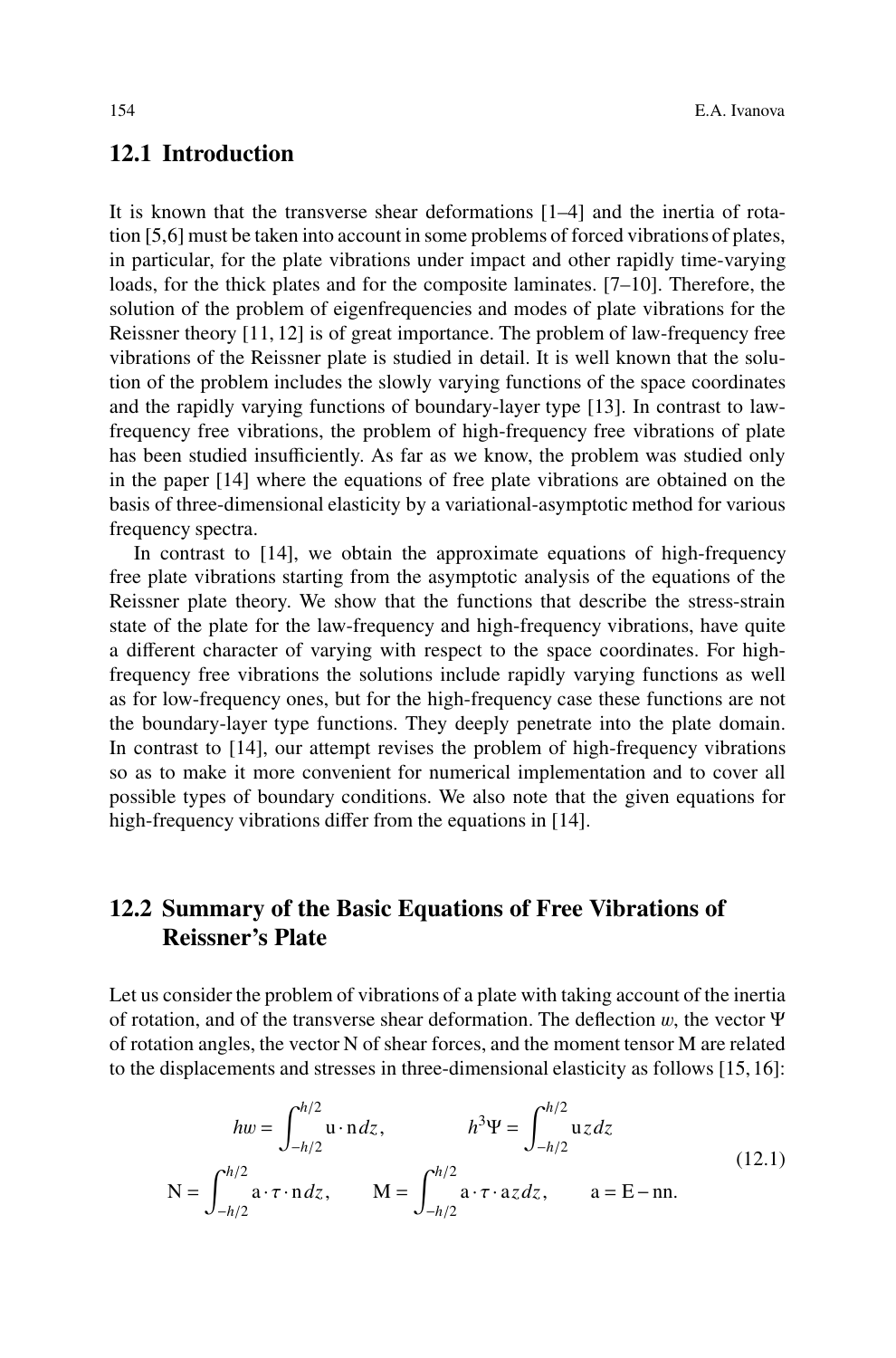## 12.1 Introduction

It is known that the transverse shear deformations [1–4] and the inertia of rotation [5,6] must be taken into account in some problems of forced vibrations of plates, in particular, for the plate vibrations under impact and other rapidly time-varying loads, for the thick plates and for the composite laminates. [7–10]. Therefore, the solution of the problem of eigenfrequencies and modes of plate vibrations for the Reissner theory [11, 12] is of great importance. The problem of law-frequency free vibrations of the Reissner plate is studied in detail. It is well known that the solution of the problem includes the slowly varying functions of the space coordinates and the rapidly varying functions of boundary-layer type [13]. In contrast to law-frequency free vibrations, the problem of high-frequency free vibrations of plate has been studied insufficiently. As far as we know, the problem was studied only in the paper [14] where the equations of free plate vibrations are obtained on the basis of three-dimensional elasticity by a variational-asymptotic method for various frequency spectra.

In contrast to [14], we obtain the approximate equations of high-frequency free plate vibrations starting from the asymptotic analysis of the equations of the Reissner plate theory. We show that the functions that describe the stress-strain state of the plate for the law-frequency and high-frequency vibrations, have quite a different character of varying with respect to the space coordinates. For high-frequency free vibrations the solutions include rapidly varying functions as well as for low-frequency ones, but for the high-frequency case these functions are not the boundary-layer type functions. They deeply penetrate into the plate domain. In contrast to [14], our attempt revises the problem of high-frequency vibrations so as to make it more convenient for numerical implementation and to cover all possible types of boundary conditions. We also note that the given equations for high-frequency vibrations differ from the equations in [14].

## 12.2 Summary of the Basic Equations of Free Vibrations of Reissner's Plate

Let us consider the problem of vibrations of a plate with taking account of the inertia of rotation, and of the transverse shear deformation. The deflection $w$, the vector $\Psi$ of rotation angles, the vector $\mathrm{N}$ of shear forces, and the moment tensor $\mathrm{M}$ are related to the displacements and stresses in three-dimensional elasticity as follows [15, 16]:

$$
hw = \int_{-h/2}^{h/2} \mathrm{u} \cdot \mathrm{n}\, dz, \qquad h^3 \Psi = \int_{-h/2}^{h/2} \mathrm{u}\, z\, dz
$$
$$
\mathrm{N} = \int_{-h/2}^{h/2} \mathrm{a} \cdot \tau \cdot \mathrm{n}\, dz, \qquad \mathrm{M} = \int_{-h/2}^{h/2} \mathrm{a} \cdot \tau \cdot \mathrm{a}\, z\, dz, \qquad \mathrm{a} = \mathrm{E} - \mathrm{nn}. \tag{12.1}
$$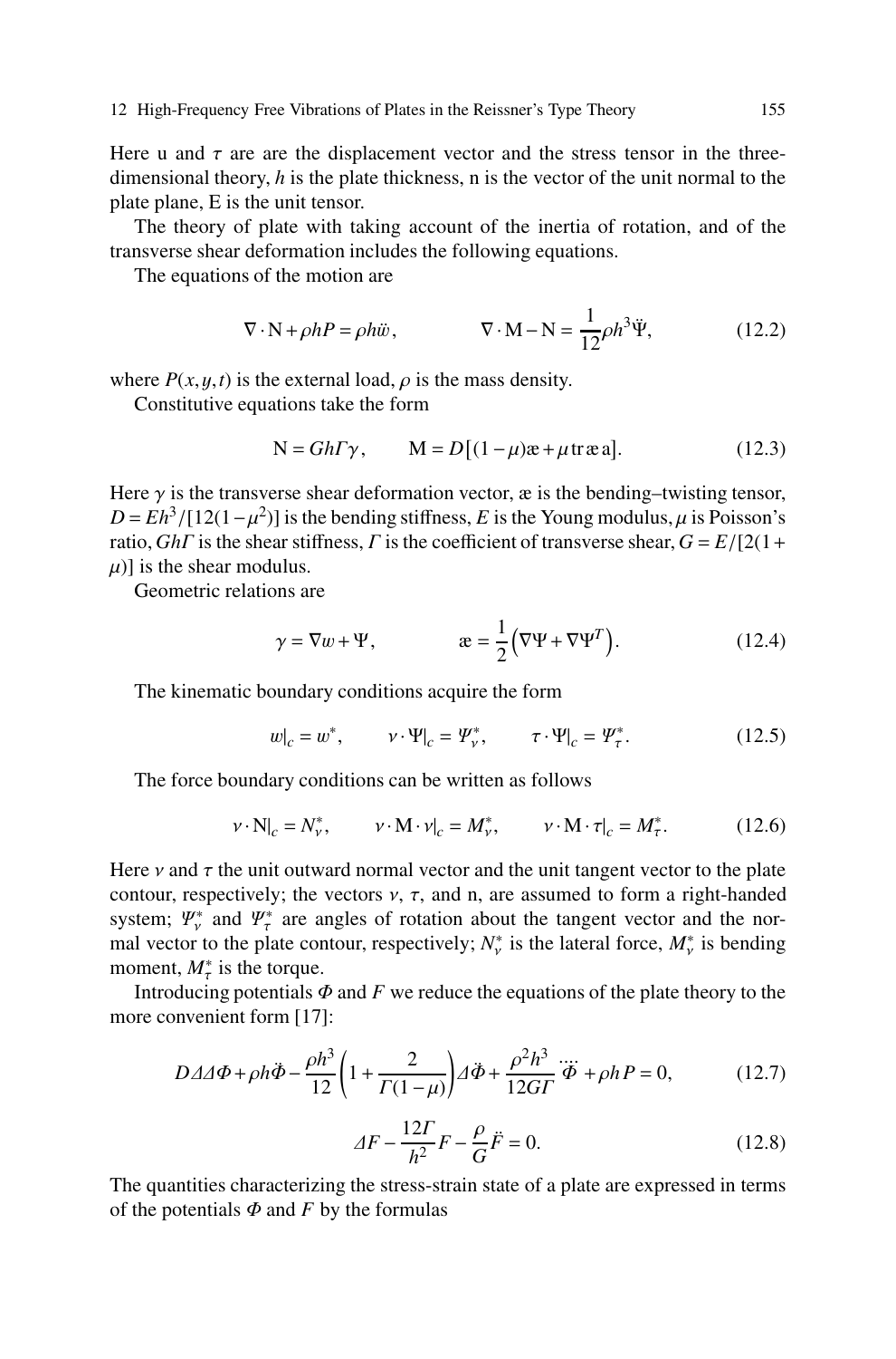Here u and $\tau$ are are the displacement vector and the stress tensor in the three-dimensional theory, $h$ is the plate thickness, n is the vector of the unit normal to the plate plane, E is the unit tensor.

The theory of plate with taking account of the inertia of rotation, and of the transverse shear deformation includes the following equations.

The equations of the motion are

$$\nabla \cdot \mathrm{N} + \rho h P = \rho h \ddot{w}, \qquad \nabla \cdot \mathrm{M} - \mathrm{N} = \frac{1}{12}\rho h^3 \ddot{\Psi}, \tag{12.2}$$

where $P(x,y,t)$ is the external load, $\rho$ is the mass density.

Constitutive equations take the form

$$\mathrm{N} = Gh\Gamma\gamma, \qquad \mathrm{M} = D\left[(1-\mu)æ + \mu\,\mathrm{tr}\,æ\,\mathrm{a}\right]. \tag{12.3}$$

Here $\gamma$ is the transverse shear deformation vector, æ is the bending–twisting tensor, $D = Eh^3/[12(1-\mu^2)]$ is the bending stiffness, $E$ is the Young modulus, $\mu$ is Poisson's ratio, $Gh\Gamma$ is the shear stiffness, $\Gamma$ is the coefficient of transverse shear, $G = E/[2(1+\mu)]$ is the shear modulus.

Geometric relations are

$$\gamma = \nabla w + \Psi, \qquad æ = \frac{1}{2}\left(\nabla\Psi + \nabla\Psi^T\right). \tag{12.4}$$

The kinematic boundary conditions acquire the form

$$w|_c = w^*, \qquad \nu \cdot \Psi|_c = \Psi_\nu^*, \qquad \tau \cdot \Psi|_c = \Psi_\tau^*. \tag{12.5}$$

The force boundary conditions can be written as follows

$$\nu \cdot \mathrm{N}|_c = N_\nu^*, \qquad \nu \cdot \mathrm{M} \cdot \nu|_c = M_\nu^*, \qquad \nu \cdot \mathrm{M} \cdot \tau|_c = M_\tau^*. \tag{12.6}$$

Here $\nu$ and $\tau$ the unit outward normal vector and the unit tangent vector to the plate contour, respectively; the vectors $\nu$, $\tau$, and n, are assumed to form a right-handed system; $\Psi_\nu^*$ and $\Psi_\tau^*$ are angles of rotation about the tangent vector and the normal vector to the plate contour, respectively; $N_\nu^*$ is the lateral force, $M_\nu^*$ is bending moment, $M_\tau^*$ is the torque.

Introducing potentials $\Phi$ and $F$ we reduce the equations of the plate theory to the more convenient form [17]:

$$D\Delta\Delta\Phi + \rho h\ddot{\Phi} - \frac{\rho h^3}{12}\left(1 + \frac{2}{\Gamma(1-\mu)}\right)\Delta\ddot{\Phi} + \frac{\rho^2 h^3}{12G\Gamma}\ddddot{\Phi} + \rho h P = 0, \tag{12.7}$$

$$\Delta F - \frac{12\Gamma}{h^2}F - \frac{\rho}{G}\ddot{F} = 0. \tag{12.8}$$

The quantities characterizing the stress-strain state of a plate are expressed in terms of the potentials $\Phi$ and $F$ by the formulas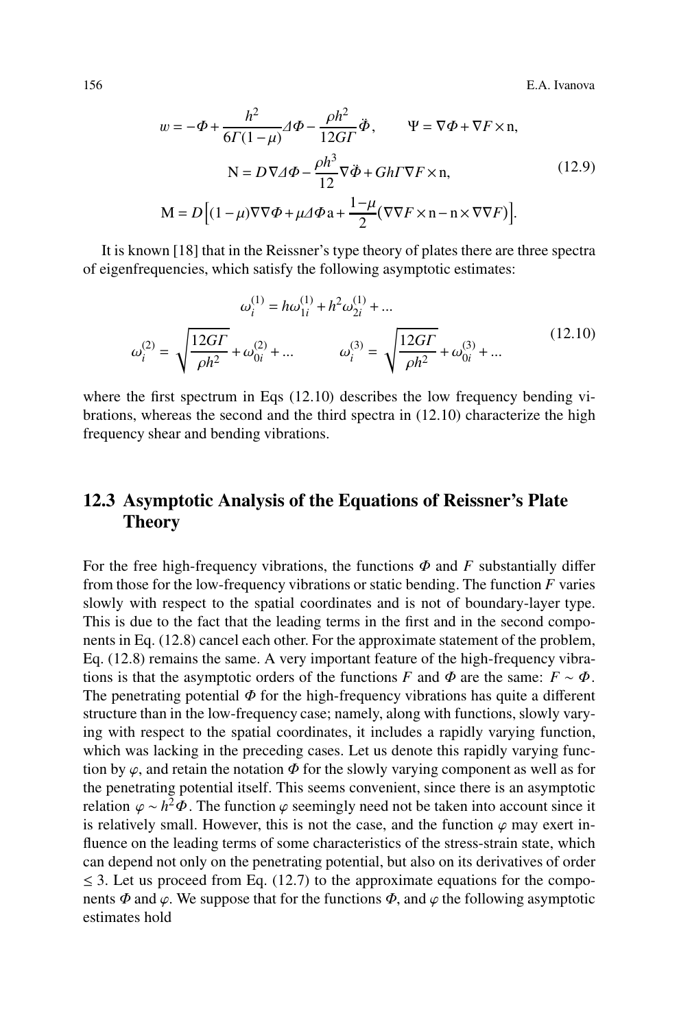$$
\begin{gathered}
w = -\Phi + \frac{h^2}{6\Gamma(1-\mu)}\Delta\Phi - \frac{\rho h^2}{12G\Gamma}\ddot{\Phi}, \qquad \Psi = \nabla\Phi + \nabla F \times \mathrm{n}, \\
\mathrm{N} = D\nabla\Delta\Phi - \frac{\rho h^3}{12}\nabla\ddot{\Phi} + Gh\Gamma\nabla F \times \mathrm{n}, \\
\mathrm{M} = D\Big[(1-\mu)\nabla\nabla\Phi + \mu\Delta\Phi\,\mathrm{a} + \frac{1-\mu}{2}(\nabla\nabla F \times \mathrm{n} - \mathrm{n} \times \nabla\nabla F)\Big].
\end{gathered}
\tag{12.9}
$$

It is known [18] that in the Reissner's type theory of plates there are three spectra of eigenfrequencies, which satisfy the following asymptotic estimates:

$$
\begin{gathered}
\omega_i^{(1)} = h\omega_{1i}^{(1)} + h^2\omega_{2i}^{(1)} + \ldots \\
\omega_i^{(2)} = \sqrt{\frac{12G\Gamma}{\rho h^2}} + \omega_{0i}^{(2)} + \ldots \qquad \omega_i^{(3)} = \sqrt{\frac{12G\Gamma}{\rho h^2}} + \omega_{0i}^{(3)} + \ldots
\end{gathered}
\tag{12.10}
$$

where the first spectrum in Eqs (12.10) describes the low frequency bending vibrations, whereas the second and the third spectra in (12.10) characterize the high frequency shear and bending vibrations.

## 12.3 Asymptotic Analysis of the Equations of Reissner's Plate Theory

For the free high-frequency vibrations, the functions $\Phi$ and $F$ substantially differ from those for the low-frequency vibrations or static bending. The function $F$ varies slowly with respect to the spatial coordinates and is not of boundary-layer type. This is due to the fact that the leading terms in the first and in the second components in Eq. (12.8) cancel each other. For the approximate statement of the problem, Eq. (12.8) remains the same. A very important feature of the high-frequency vibrations is that the asymptotic orders of the functions $F$ and $\Phi$ are the same: $F \sim \Phi$. The penetrating potential $\Phi$ for the high-frequency vibrations has quite a different structure than in the low-frequency case; namely, along with functions, slowly varying with respect to the spatial coordinates, it includes a rapidly varying function, which was lacking in the preceding cases. Let us denote this rapidly varying function by $\varphi$, and retain the notation $\Phi$ for the slowly varying component as well as for the penetrating potential itself. This seems convenient, since there is an asymptotic relation $\varphi \sim h^2\Phi$. The function $\varphi$ seemingly need not be taken into account since it is relatively small. However, this is not the case, and the function $\varphi$ may exert influence on the leading terms of some characteristics of the stress-strain state, which can depend not only on the penetrating potential, but also on its derivatives of order $\leq 3$. Let us proceed from Eq. (12.7) to the approximate equations for the components $\Phi$ and $\varphi$. We suppose that for the functions $\Phi$, and $\varphi$ the following asymptotic estimates hold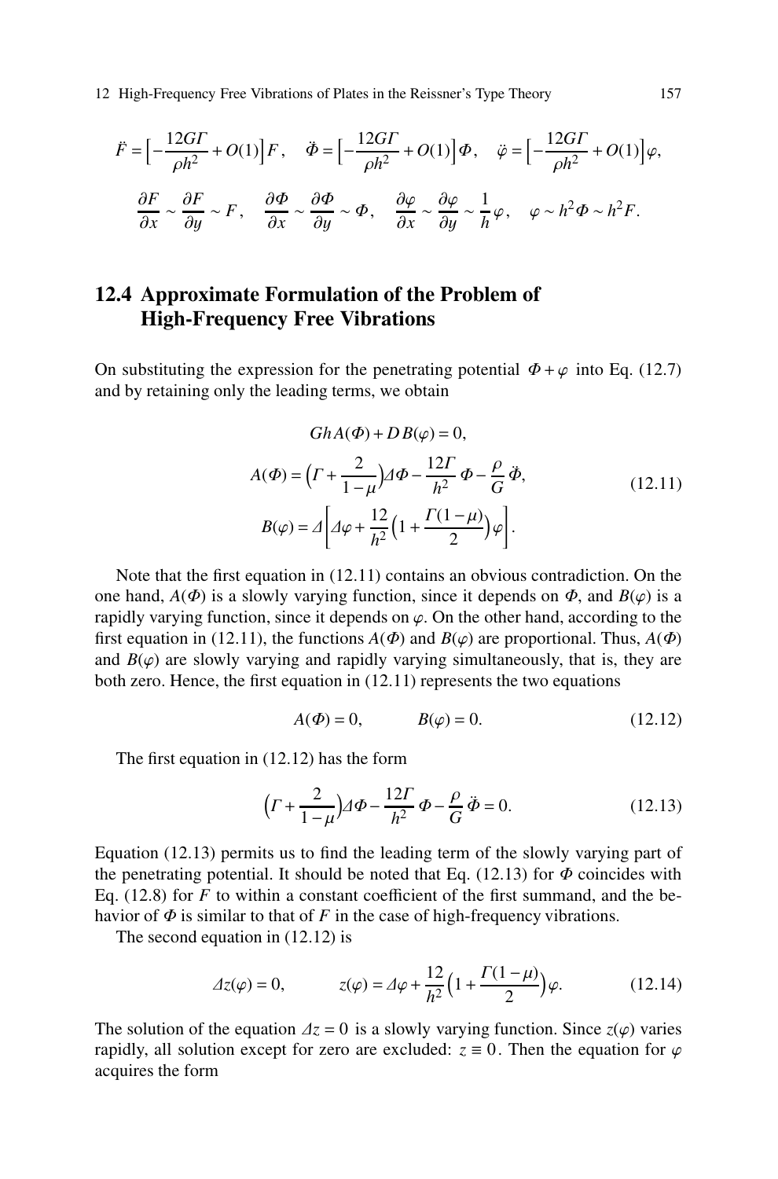$$\ddot{F} = \Big[-\frac{12G\Gamma}{\rho h^2} + O(1)\Big]F, \quad \ddot{\Phi} = \Big[-\frac{12G\Gamma}{\rho h^2} + O(1)\Big]\Phi, \quad \ddot{\varphi} = \Big[-\frac{12G\Gamma}{\rho h^2} + O(1)\Big]\varphi,$$

$$\frac{\partial F}{\partial x} \sim \frac{\partial F}{\partial y} \sim F, \quad \frac{\partial \Phi}{\partial x} \sim \frac{\partial \Phi}{\partial y} \sim \Phi, \quad \frac{\partial \varphi}{\partial x} \sim \frac{\partial \varphi}{\partial y} \sim \frac{1}{h}\varphi, \quad \varphi \sim h^2\Phi \sim h^2 F.$$

## 12.4 Approximate Formulation of the Problem of High-Frequency Free Vibrations

On substituting the expression for the penetrating potential $\Phi + \varphi$ into Eq. (12.7) and by retaining only the leading terms, we obtain

$$\begin{gathered}
GhA(\Phi) + DB(\varphi) = 0, \\
A(\Phi) = \Big(\Gamma + \frac{2}{1-\mu}\Big)\Delta\Phi - \frac{12\Gamma}{h^2}\Phi - \frac{\rho}{G}\ddot{\Phi}, \\
B(\varphi) = \Delta\left[\Delta\varphi + \frac{12}{h^2}\Big(1 + \frac{\Gamma(1-\mu)}{2}\Big)\varphi\right].
\end{gathered} \tag{12.11}$$

Note that the first equation in (12.11) contains an obvious contradiction. On the one hand, $A(\Phi)$ is a slowly varying function, since it depends on $\Phi$, and $B(\varphi)$ is a rapidly varying function, since it depends on $\varphi$. On the other hand, according to the first equation in (12.11), the functions $A(\Phi)$ and $B(\varphi)$ are proportional. Thus, $A(\Phi)$ and $B(\varphi)$ are slowly varying and rapidly varying simultaneously, that is, they are both zero. Hence, the first equation in (12.11) represents the two equations

$$A(\Phi) = 0, \qquad B(\varphi) = 0. \tag{12.12}$$

The first equation in (12.12) has the form

$$\Big(\Gamma + \frac{2}{1-\mu}\Big)\Delta\Phi - \frac{12\Gamma}{h^2}\Phi - \frac{\rho}{G}\ddot{\Phi} = 0. \tag{12.13}$$

Equation (12.13) permits us to find the leading term of the slowly varying part of the penetrating potential. It should be noted that Eq. (12.13) for $\Phi$ coincides with Eq. (12.8) for $F$ to within a constant coefficient of the first summand, and the behavior of $\Phi$ is similar to that of $F$ in the case of high-frequency vibrations.

The second equation in (12.12) is

$$\Delta z(\varphi) = 0, \qquad z(\varphi) = \Delta\varphi + \frac{12}{h^2}\Big(1 + \frac{\Gamma(1-\mu)}{2}\Big)\varphi. \tag{12.14}$$

The solution of the equation $\Delta z = 0$ is a slowly varying function. Since $z(\varphi)$ varies rapidly, all solution except for zero are excluded: $z \equiv 0$. Then the equation for $\varphi$ acquires the form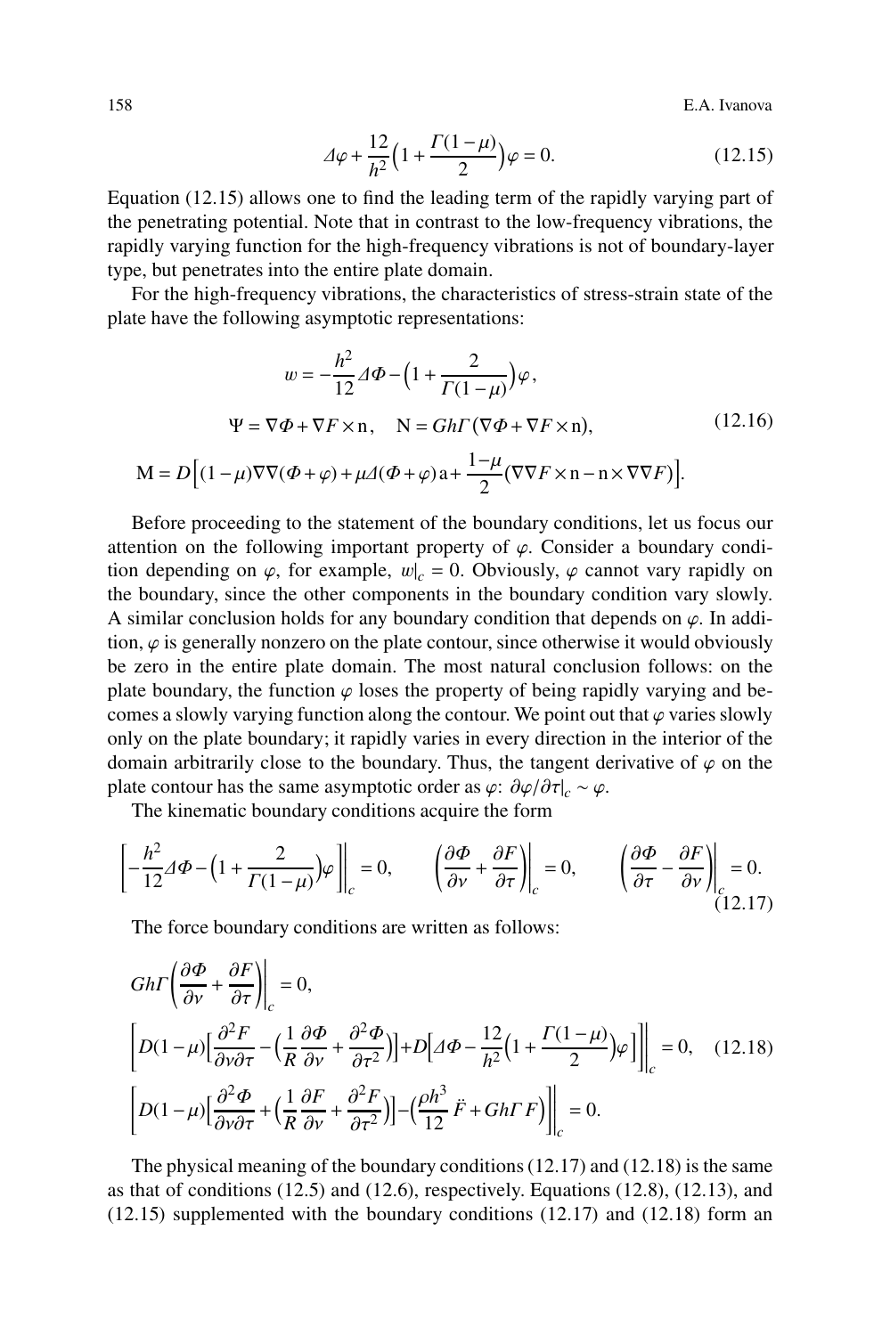$$\Delta\varphi + \frac{12}{h^2}\Big(1 + \frac{\Gamma(1-\mu)}{2}\Big)\varphi = 0. \tag{12.15}$$

Equation (12.15) allows one to find the leading term of the rapidly varying part of the penetrating potential. Note that in contrast to the low-frequency vibrations, the rapidly varying function for the high-frequency vibrations is not of boundary-layer type, but penetrates into the entire plate domain.

For the high-frequency vibrations, the characteristics of stress-strain state of the plate have the following asymptotic representations:

$$\begin{gathered}
w = -\frac{h^2}{12}\Delta\Phi - \Big(1 + \frac{2}{\Gamma(1-\mu)}\Big)\varphi, \\
\Psi = \nabla\Phi + \nabla F \times \mathrm{n}, \quad \mathrm{N} = Gh\Gamma\,(\nabla\Phi + \nabla F \times \mathrm{n}), \\
\mathrm{M} = D\Big[(1-\mu)\nabla\nabla(\Phi+\varphi) + \mu\Delta(\Phi+\varphi)\,\mathrm{a} + \frac{1-\mu}{2}(\nabla\nabla F \times \mathrm{n} - \mathrm{n} \times \nabla\nabla F)\Big].
\end{gathered} \tag{12.16}$$

Before proceeding to the statement of the boundary conditions, let us focus our attention on the following important property of $\varphi$. Consider a boundary condition depending on $\varphi$, for example, $w|_c = 0$. Obviously, $\varphi$ cannot vary rapidly on the boundary, since the other components in the boundary condition vary slowly. A similar conclusion holds for any boundary condition that depends on $\varphi$. In addition, $\varphi$ is generally nonzero on the plate contour, since otherwise it would obviously be zero in the entire plate domain. The most natural conclusion follows: on the plate boundary, the function $\varphi$ loses the property of being rapidly varying and becomes a slowly varying function along the contour. We point out that $\varphi$ varies slowly only on the plate boundary; it rapidly varies in every direction in the interior of the domain arbitrarily close to the boundary. Thus, the tangent derivative of $\varphi$ on the plate contour has the same asymptotic order as $\varphi$: $\partial\varphi/\partial\tau|_c \sim \varphi$.

The kinematic boundary conditions acquire the form

$$\Big[-\frac{h^2}{12}\Delta\Phi - \Big(1 + \frac{2}{\Gamma(1-\mu)}\Big)\varphi\Big]\Big|_c = 0, \qquad \Big(\frac{\partial\Phi}{\partial\nu} + \frac{\partial F}{\partial\tau}\Big)\Big|_c = 0, \qquad \Big(\frac{\partial\Phi}{\partial\tau} - \frac{\partial F}{\partial\nu}\Big)\Big|_c = 0. \tag{12.17}$$

The force boundary conditions are written as follows:

$$\begin{gathered}
Gh\Gamma\Big(\frac{\partial\Phi}{\partial\nu} + \frac{\partial F}{\partial\tau}\Big)\Big|_c = 0, \\
\Big[D(1-\mu)\Big[\frac{\partial^2 F}{\partial\nu\partial\tau} - \Big(\frac{1}{R}\frac{\partial\Phi}{\partial\nu} + \frac{\partial^2\Phi}{\partial\tau^2}\Big)\Big] + D\Big[\Delta\Phi - \frac{12}{h^2}\Big(1 + \frac{\Gamma(1-\mu)}{2}\Big)\varphi\Big]\Big]\Big|_c = 0, \\
\Big[D(1-\mu)\Big[\frac{\partial^2\Phi}{\partial\nu\partial\tau} + \Big(\frac{1}{R}\frac{\partial F}{\partial\nu} + \frac{\partial^2 F}{\partial\tau^2}\Big)\Big] - \Big(\frac{\rho h^3}{12}\ddot{F} + Gh\Gamma F\Big)\Big]\Big|_c = 0.
\end{gathered} \tag{12.18}$$

The physical meaning of the boundary conditions (12.17) and (12.18) is the same as that of conditions (12.5) and (12.6), respectively. Equations (12.8), (12.13), and (12.15) supplemented with the boundary conditions (12.17) and (12.18) form an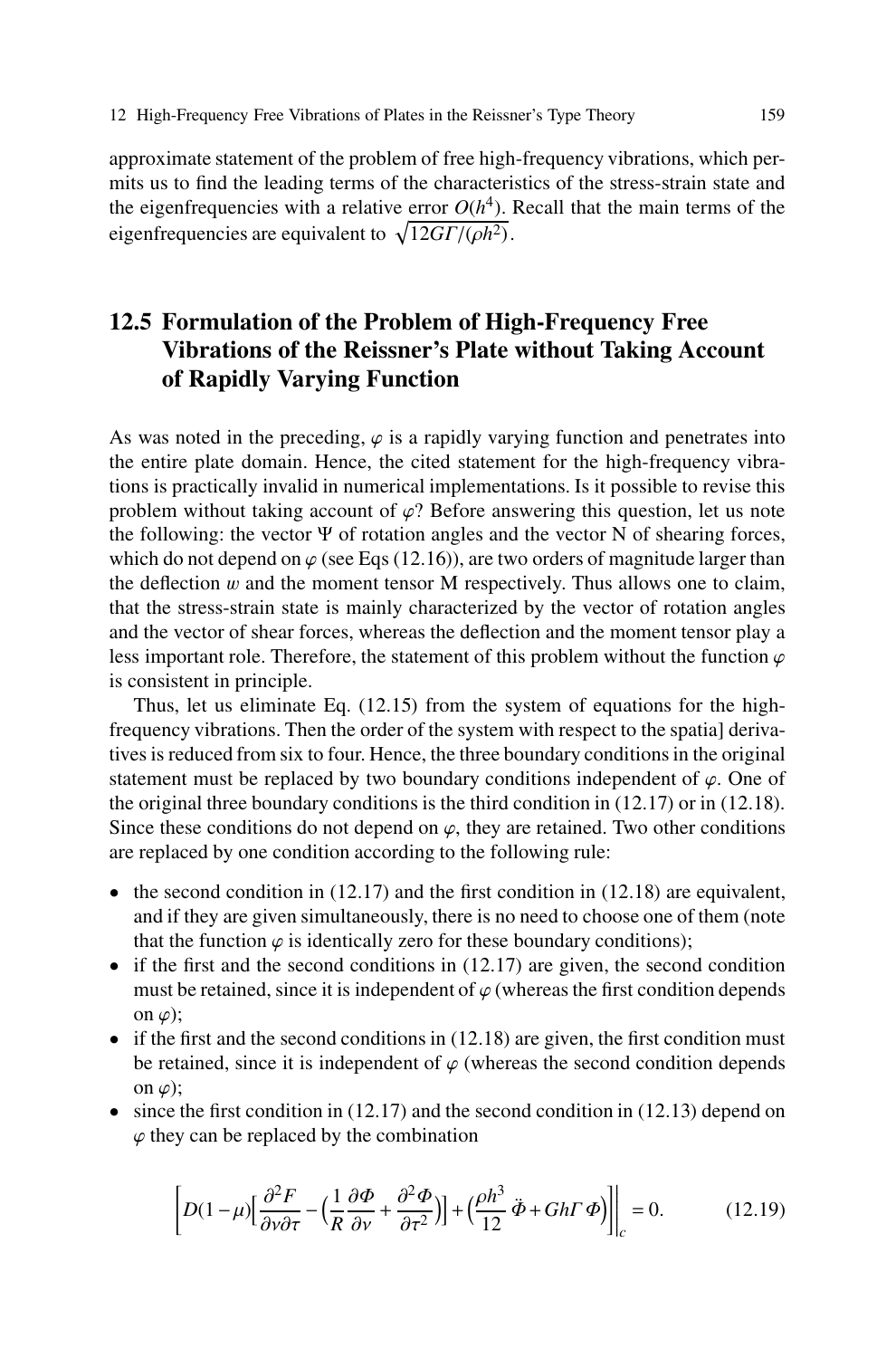approximate statement of the problem of free high-frequency vibrations, which permits us to find the leading terms of the characteristics of the stress-strain state and the eigenfrequencies with a relative error $O(h^4)$. Recall that the main terms of the eigenfrequencies are equivalent to $\sqrt{12G\Gamma/(\rho h^2)}$.

## 12.5 Formulation of the Problem of High-Frequency Free Vibrations of the Reissner's Plate without Taking Account of Rapidly Varying Function

As was noted in the preceding, $\varphi$ is a rapidly varying function and penetrates into the entire plate domain. Hence, the cited statement for the high-frequency vibrations is practically invalid in numerical implementations. Is it possible to revise this problem without taking account of $\varphi$? Before answering this question, let us note the following: the vector $\Psi$ of rotation angles and the vector N of shearing forces, which do not depend on $\varphi$ (see Eqs (12.16)), are two orders of magnitude larger than the deflection $w$ and the moment tensor M respectively. Thus allows one to claim, that the stress-strain state is mainly characterized by the vector of rotation angles and the vector of shear forces, whereas the deflection and the moment tensor play a less important role. Therefore, the statement of this problem without the function $\varphi$ is consistent in principle.

Thus, let us eliminate Eq. (12.15) from the system of equations for the high-frequency vibrations. Then the order of the system with respect to the spatia] derivatives is reduced from six to four. Hence, the three boundary conditions in the original statement must be replaced by two boundary conditions independent of $\varphi$. One of the original three boundary conditions is the third condition in (12.17) or in (12.18). Since these conditions do not depend on $\varphi$, they are retained. Two other conditions are replaced by one condition according to the following rule:

- the second condition in (12.17) and the first condition in (12.18) are equivalent, and if they are given simultaneously, there is no need to choose one of them (note that the function $\varphi$ is identically zero for these boundary conditions);
- if the first and the second conditions in (12.17) are given, the second condition must be retained, since it is independent of $\varphi$ (whereas the first condition depends on $\varphi$);
- if the first and the second conditions in (12.18) are given, the first condition must be retained, since it is independent of $\varphi$ (whereas the second condition depends on $\varphi$);
- since the first condition in (12.17) and the second condition in (12.13) depend on $\varphi$ they can be replaced by the combination

$$\left[D(1-\mu)\Big[\frac{\partial^2 F}{\partial \nu \partial \tau} - \Big(\frac{1}{R}\frac{\partial \Phi}{\partial \nu} + \frac{\partial^2 \Phi}{\partial \tau^2}\Big)\Big] + \Big(\frac{\rho h^3}{12}\ddot{\Phi} + Gh\Gamma\Phi\Big)\right]\Bigg|_c = 0. \tag{12.19}$$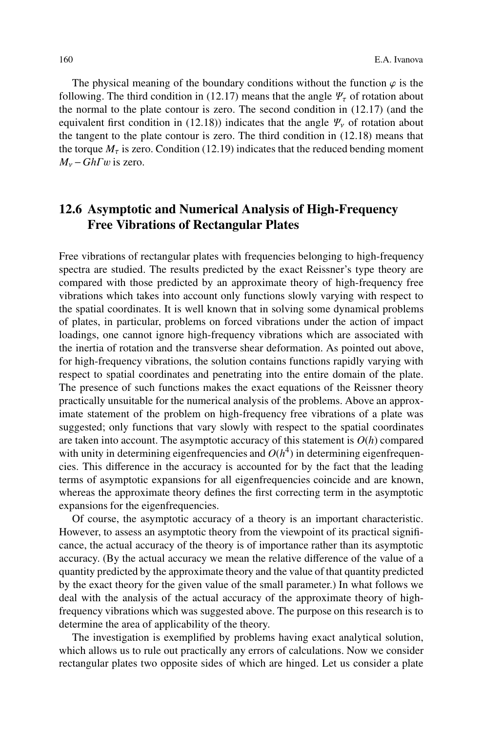The physical meaning of the boundary conditions without the function $\varphi$ is the following. The third condition in (12.17) means that the angle $\Psi_\tau$ of rotation about the normal to the plate contour is zero. The second condition in (12.17) (and the equivalent first condition in (12.18)) indicates that the angle $\Psi_\nu$ of rotation about the tangent to the plate contour is zero. The third condition in (12.18) means that the torque $M_\tau$ is zero. Condition (12.19) indicates that the reduced bending moment $M_\nu - Gh\Gamma w$ is zero.

## 12.6 Asymptotic and Numerical Analysis of High-Frequency Free Vibrations of Rectangular Plates

Free vibrations of rectangular plates with frequencies belonging to high-frequency spectra are studied. The results predicted by the exact Reissner's type theory are compared with those predicted by an approximate theory of high-frequency free vibrations which takes into account only functions slowly varying with respect to the spatial coordinates. It is well known that in solving some dynamical problems of plates, in particular, problems on forced vibrations under the action of impact loadings, one cannot ignore high-frequency vibrations which are associated with the inertia of rotation and the transverse shear deformation. As pointed out above, for high-frequency vibrations, the solution contains functions rapidly varying with respect to spatial coordinates and penetrating into the entire domain of the plate. The presence of such functions makes the exact equations of the Reissner theory practically unsuitable for the numerical analysis of the problems. Above an approximate statement of the problem on high-frequency free vibrations of a plate was suggested; only functions that vary slowly with respect to the spatial coordinates are taken into account. The asymptotic accuracy of this statement is $O(h)$ compared with unity in determining eigenfrequencies and $O(h^4)$ in determining eigenfrequencies. This difference in the accuracy is accounted for by the fact that the leading terms of asymptotic expansions for all eigenfrequencies coincide and are known, whereas the approximate theory defines the first correcting term in the asymptotic expansions for the eigenfrequencies.

Of course, the asymptotic accuracy of a theory is an important characteristic. However, to assess an asymptotic theory from the viewpoint of its practical significance, the actual accuracy of the theory is of importance rather than its asymptotic accuracy. (By the actual accuracy we mean the relative difference of the value of a quantity predicted by the approximate theory and the value of that quantity predicted by the exact theory for the given value of the small parameter.) In what follows we deal with the analysis of the actual accuracy of the approximate theory of high-frequency vibrations which was suggested above. The purpose on this research is to determine the area of applicability of the theory.

The investigation is exemplified by problems having exact analytical solution, which allows us to rule out practically any errors of calculations. Now we consider rectangular plates two opposite sides of which are hinged. Let us consider a plate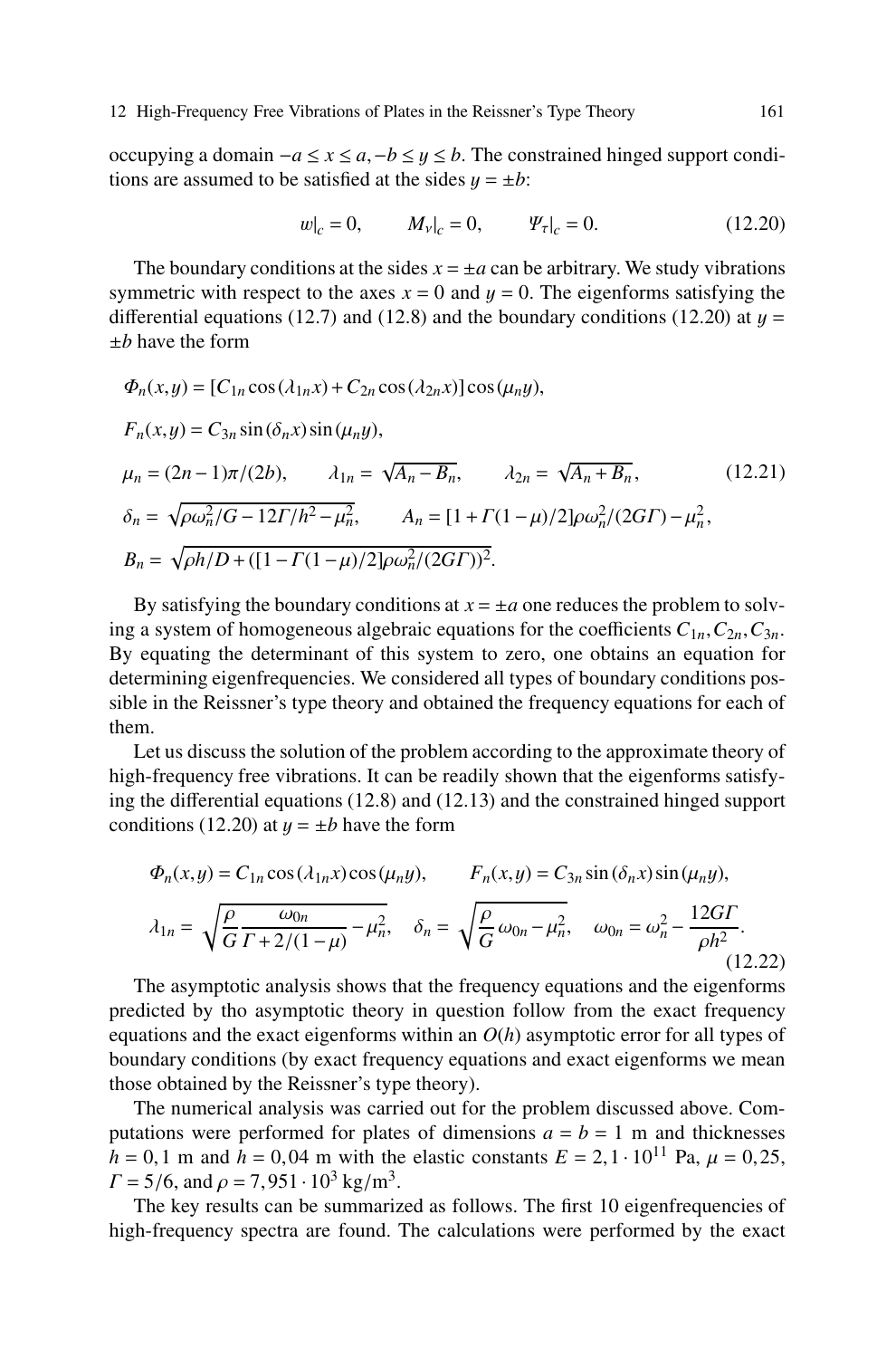occupying a domain $-a \le x \le a, -b \le y \le b$. The constrained hinged support conditions are assumed to be satisfied at the sides $y = \pm b$:

$$w|_c = 0, \qquad M_\nu|_c = 0, \qquad \Psi_\tau|_c = 0. \tag{12.20}$$

The boundary conditions at the sides $x = \pm a$ can be arbitrary. We study vibrations symmetric with respect to the axes $x = 0$ and $y = 0$. The eigenforms satisfying the differential equations (12.7) and (12.8) and the boundary conditions (12.20) at $y = \pm b$ have the form

$$\begin{aligned}
&\Phi_n(x,y) = [C_{1n}\cos(\lambda_{1n}x) + C_{2n}\cos(\lambda_{2n}x)]\cos(\mu_n y),\\
&F_n(x,y) = C_{3n}\sin(\delta_n x)\sin(\mu_n y),\\
&\mu_n = (2n-1)\pi/(2b), \qquad \lambda_{1n} = \sqrt{A_n - B_n}, \qquad \lambda_{2n} = \sqrt{A_n + B_n},\\
&\delta_n = \sqrt{\rho\omega_n^2/G - 12\Gamma/h^2 - \mu_n^2}, \qquad A_n = [1 + \Gamma(1-\mu)/2]\rho\omega_n^2/(2G\Gamma) - \mu_n^2,\\
&B_n = \sqrt{\rho h/D + ([1 - \Gamma(1-\mu)/2]\rho\omega_n^2/(2G\Gamma))^2}.
\end{aligned} \tag{12.21}$$

By satisfying the boundary conditions at $x = \pm a$ one reduces the problem to solving a system of homogeneous algebraic equations for the coefficients $C_{1n}, C_{2n}, C_{3n}$. By equating the determinant of this system to zero, one obtains an equation for determining eigenfrequencies. We considered all types of boundary conditions possible in the Reissner's type theory and obtained the frequency equations for each of them.

Let us discuss the solution of the problem according to the approximate theory of high-frequency free vibrations. It can be readily shown that the eigenforms satisfying the differential equations (12.8) and (12.13) and the constrained hinged support conditions (12.20) at $y = \pm b$ have the form

$$\begin{aligned}
&\Phi_n(x,y) = C_{1n}\cos(\lambda_{1n}x)\cos(\mu_n y), \qquad F_n(x,y) = C_{3n}\sin(\delta_n x)\sin(\mu_n y),\\
&\lambda_{1n} = \sqrt{\frac{\rho}{G}\frac{\omega_{0n}}{\Gamma + 2/(1-\mu)} - \mu_n^2}, \quad \delta_n = \sqrt{\frac{\rho}{G}\,\omega_{0n} - \mu_n^2}, \quad \omega_{0n} = \omega_n^2 - \frac{12G\Gamma}{\rho h^2}.
\end{aligned} \tag{12.22}$$

The asymptotic analysis shows that the frequency equations and the eigenforms predicted by tho asymptotic theory in question follow from the exact frequency equations and the exact eigenforms within an $O(h)$ asymptotic error for all types of boundary conditions (by exact frequency equations and exact eigenforms we mean those obtained by the Reissner's type theory).

The numerical analysis was carried out for the problem discussed above. Computations were performed for plates of dimensions $a = b = 1$ m and thicknesses $h = 0,1$ m and $h = 0,04$ m with the elastic constants $E = 2,1 \cdot 10^{11}$ Pa, $\mu = 0,25$, $\Gamma = 5/6$, and $\rho = 7,951 \cdot 10^3$ kg/m$^3$.

The key results can be summarized as follows. The first 10 eigenfrequencies of high-frequency spectra are found. The calculations were performed by the exact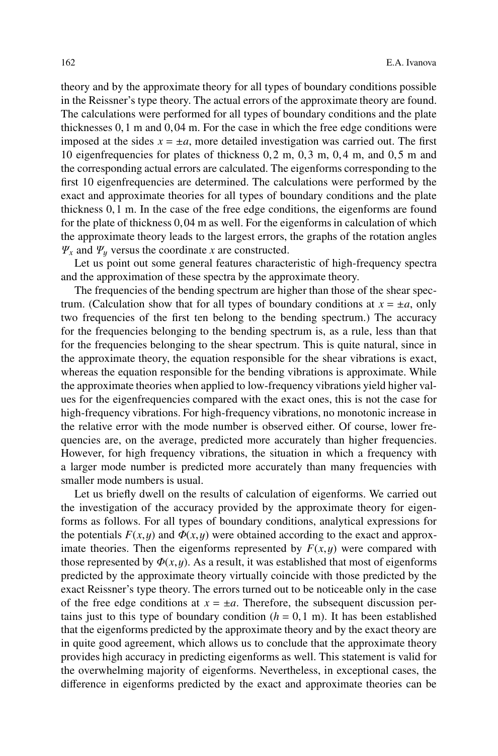theory and by the approximate theory for all types of boundary conditions possible in the Reissner's type theory. The actual errors of the approximate theory are found. The calculations were performed for all types of boundary conditions and the plate thicknesses 0,1 m and 0,04 m. For the case in which the free edge conditions were imposed at the sides $x = \pm a$, more detailed investigation was carried out. The first 10 eigenfrequencies for plates of thickness 0,2 m, 0,3 m, 0,4 m, and 0,5 m and the corresponding actual errors are calculated. The eigenforms corresponding to the first 10 eigenfrequencies are determined. The calculations were performed by the exact and approximate theories for all types of boundary conditions and the plate thickness 0,1 m. In the case of the free edge conditions, the eigenforms are found for the plate of thickness 0,04 m as well. For the eigenforms in calculation of which the approximate theory leads to the largest errors, the graphs of the rotation angles $\Psi_x$ and $\Psi_y$ versus the coordinate $x$ are constructed.

Let us point out some general features characteristic of high-frequency spectra and the approximation of these spectra by the approximate theory.

The frequencies of the bending spectrum are higher than those of the shear spectrum. (Calculation show that for all types of boundary conditions at $x = \pm a$, only two frequencies of the first ten belong to the bending spectrum.) The accuracy for the frequencies belonging to the bending spectrum is, as a rule, less than that for the frequencies belonging to the shear spectrum. This is quite natural, since in the approximate theory, the equation responsible for the shear vibrations is exact, whereas the equation responsible for the bending vibrations is approximate. While the approximate theories when applied to low-frequency vibrations yield higher values for the eigenfrequencies compared with the exact ones, this is not the case for high-frequency vibrations. For high-frequency vibrations, no monotonic increase in the relative error with the mode number is observed either. Of course, lower frequencies are, on the average, predicted more accurately than higher frequencies. However, for high frequency vibrations, the situation in which a frequency with a larger mode number is predicted more accurately than many frequencies with smaller mode numbers is usual.

Let us briefly dwell on the results of calculation of eigenforms. We carried out the investigation of the accuracy provided by the approximate theory for eigenforms as follows. For all types of boundary conditions, analytical expressions for the potentials $F(x,y)$ and $\Phi(x,y)$ were obtained according to the exact and approximate theories. Then the eigenforms represented by $F(x,y)$ were compared with those represented by $\Phi(x,y)$. As a result, it was established that most of eigenforms predicted by the approximate theory virtually coincide with those predicted by the exact Reissner's type theory. The errors turned out to be noticeable only in the case of the free edge conditions at $x = \pm a$. Therefore, the subsequent discussion pertains just to this type of boundary condition ($h = 0,1$ m). It has been established that the eigenforms predicted by the approximate theory and by the exact theory are in quite good agreement, which allows us to conclude that the approximate theory provides high accuracy in predicting eigenforms as well. This statement is valid for the overwhelming majority of eigenforms. Nevertheless, in exceptional cases, the difference in eigenforms predicted by the exact and approximate theories can be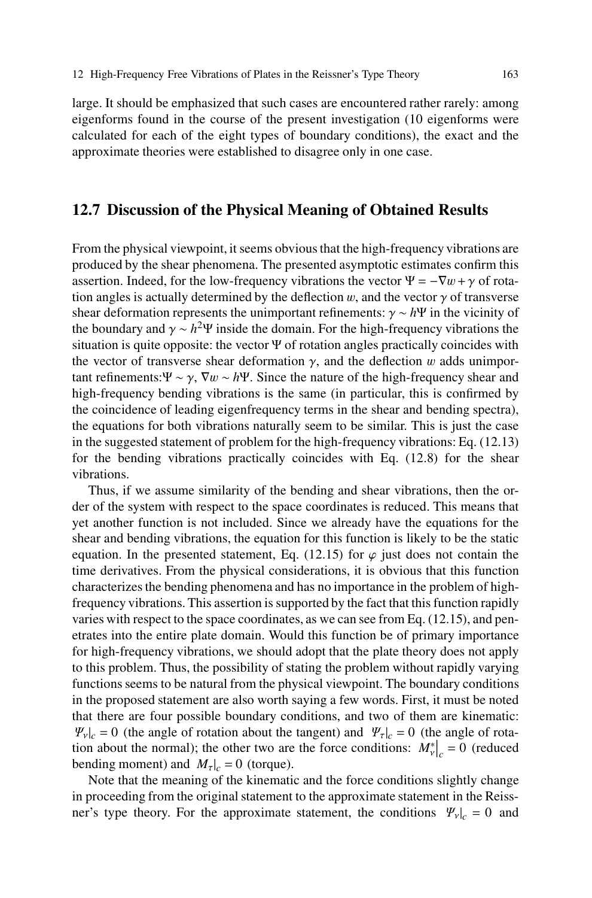large. It should be emphasized that such cases are encountered rather rarely: among eigenforms found in the course of the present investigation (10 eigenforms were calculated for each of the eight types of boundary conditions), the exact and the approximate theories were established to disagree only in one case.

## 12.7 Discussion of the Physical Meaning of Obtained Results

From the physical viewpoint, it seems obvious that the high-frequency vibrations are produced by the shear phenomena. The presented asymptotic estimates confirm this assertion. Indeed, for the low-frequency vibrations the vector $\Psi = -\nabla w + \gamma$ of rotation angles is actually determined by the deflection $w$, and the vector $\gamma$ of transverse shear deformation represents the unimportant refinements: $\gamma \sim h\Psi$ in the vicinity of the boundary and $\gamma \sim h^2\Psi$ inside the domain. For the high-frequency vibrations the situation is quite opposite: the vector $\Psi$ of rotation angles practically coincides with the vector of transverse shear deformation $\gamma$, and the deflection $w$ adds unimportant refinements:$\Psi \sim \gamma$, $\nabla w \sim h\Psi$. Since the nature of the high-frequency shear and high-frequency bending vibrations is the same (in particular, this is confirmed by the coincidence of leading eigenfrequency terms in the shear and bending spectra), the equations for both vibrations naturally seem to be similar. This is just the case in the suggested statement of problem for the high-frequency vibrations: Eq. (12.13) for the bending vibrations practically coincides with Eq. (12.8) for the shear vibrations.

Thus, if we assume similarity of the bending and shear vibrations, then the order of the system with respect to the space coordinates is reduced. This means that yet another function is not included. Since we already have the equations for the shear and bending vibrations, the equation for this function is likely to be the static equation. In the presented statement, Eq. (12.15) for $\varphi$ just does not contain the time derivatives. From the physical considerations, it is obvious that this function characterizes the bending phenomena and has no importance in the problem of high-frequency vibrations. This assertion is supported by the fact that this function rapidly varies with respect to the space coordinates, as we can see from Eq. (12.15), and penetrates into the entire plate domain. Would this function be of primary importance for high-frequency vibrations, we should adopt that the plate theory does not apply to this problem. Thus, the possibility of stating the problem without rapidly varying functions seems to be natural from the physical viewpoint. The boundary conditions in the proposed statement are also worth saying a few words. First, it must be noted that there are four possible boundary conditions, and two of them are kinematic: $\Psi_\nu|_c = 0$ (the angle of rotation about the tangent) and $\Psi_\tau|_c = 0$ (the angle of rotation about the normal); the other two are the force conditions: $M^*_\nu\big|_c = 0$ (reduced bending moment) and $M_\tau|_c = 0$ (torque).

Note that the meaning of the kinematic and the force conditions slightly change in proceeding from the original statement to the approximate statement in the Reissner's type theory. For the approximate statement, the conditions $\Psi_\nu|_c = 0$ and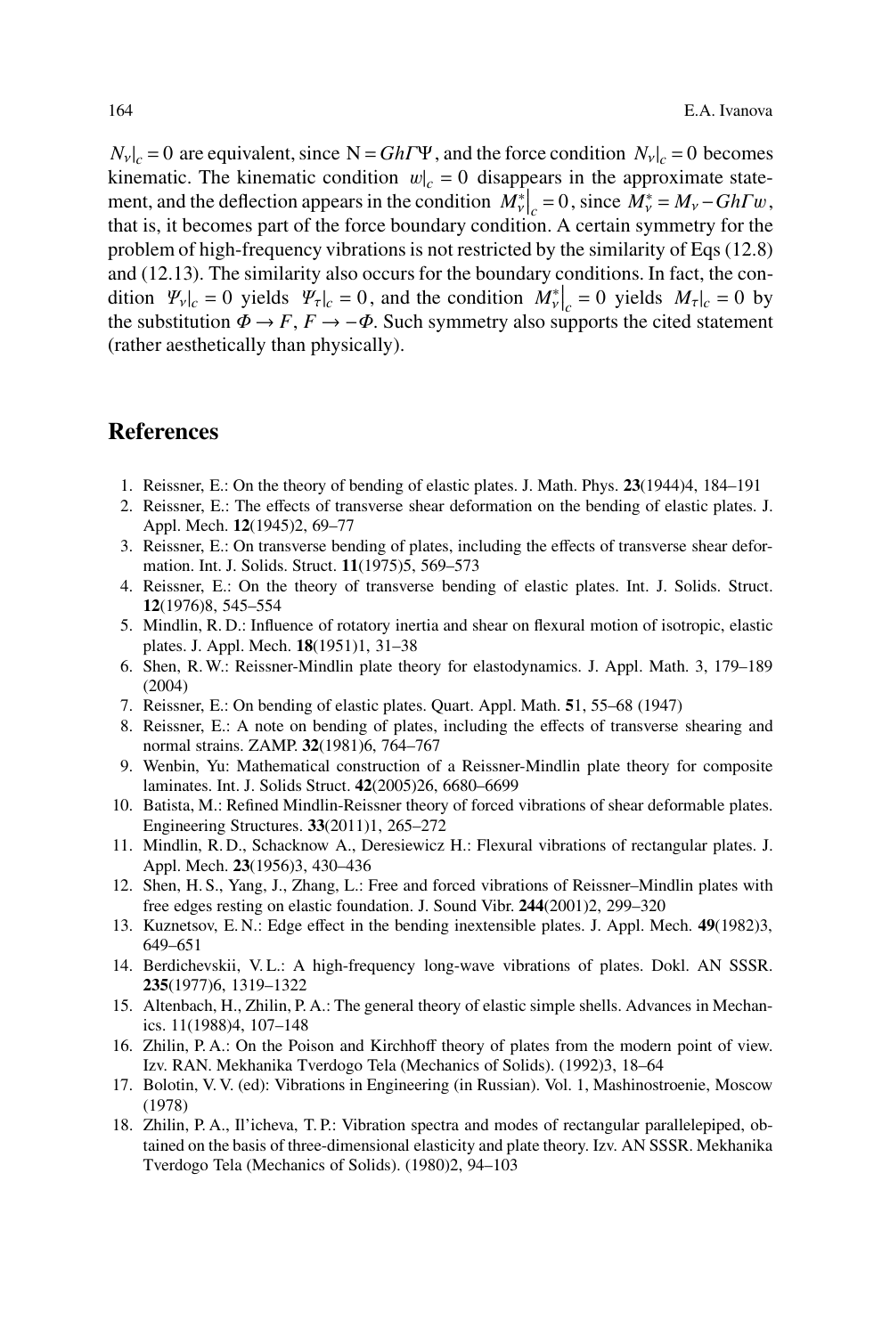$N_\nu|_c = 0$ are equivalent, since $\mathrm{N} = Gh\Gamma\Psi$, and the force condition $N_\nu|_c = 0$ becomes kinematic. The kinematic condition $w|_c = 0$ disappears in the approximate statement, and the deflection appears in the condition $M^*_\nu\big|_c = 0$, since $M^*_\nu = M_\nu - Gh\Gamma w$, that is, it becomes part of the force boundary condition. A certain symmetry for the problem of high-frequency vibrations is not restricted by the similarity of Eqs (12.8) and (12.13). The similarity also occurs for the boundary conditions. In fact, the condition $\Psi_\nu|_c = 0$ yields $\Psi_\tau|_c = 0$, and the condition $M^*_\nu\big|_c = 0$ yields $M_\tau|_c = 0$ by the substitution $\Phi \to F$, $F \to -\Phi$. Such symmetry also supports the cited statement (rather aesthetically than physically).

## References

1. Reissner, E.: On the theory of bending of elastic plates. J. Math. Phys. **23**(1944)4, 184–191
2. Reissner, E.: The effects of transverse shear deformation on the bending of elastic plates. J. Appl. Mech. **12**(1945)2, 69–77
3. Reissner, E.: On transverse bending of plates, including the effects of transverse shear deformation. Int. J. Solids. Struct. **11**(1975)5, 569–573
4. Reissner, E.: On the theory of transverse bending of elastic plates. Int. J. Solids. Struct. **12**(1976)8, 545–554
5. Mindlin, R. D.: Influence of rotatory inertia and shear on flexural motion of isotropic, elastic plates. J. Appl. Mech. **18**(1951)1, 31–38
6. Shen, R. W.: Reissner-Mindlin plate theory for elastodynamics. J. Appl. Math. 3, 179–189 (2004)
7. Reissner, E.: On bending of elastic plates. Quart. Appl. Math. **5**1, 55–68 (1947)
8. Reissner, E.: A note on bending of plates, including the effects of transverse shearing and normal strains. ZAMP. **32**(1981)6, 764–767
9. Wenbin, Yu: Mathematical construction of a Reissner-Mindlin plate theory for composite laminates. Int. J. Solids Struct. **42**(2005)26, 6680–6699
10. Batista, M.: Refined Mindlin-Reissner theory of forced vibrations of shear deformable plates. Engineering Structures. **33**(2011)1, 265–272
11. Mindlin, R. D., Schacknow A., Deresiewicz H.: Flexural vibrations of rectangular plates. J. Appl. Mech. **23**(1956)3, 430–436
12. Shen, H. S., Yang, J., Zhang, L.: Free and forced vibrations of Reissner–Mindlin plates with free edges resting on elastic foundation. J. Sound Vibr. **244**(2001)2, 299–320
13. Kuznetsov, E. N.: Edge effect in the bending inextensible plates. J. Appl. Mech. **49**(1982)3, 649–651
14. Berdichevskii, V. L.: A high-frequency long-wave vibrations of plates. Dokl. AN SSSR. **235**(1977)6, 1319–1322
15. Altenbach, H., Zhilin, P. A.: The general theory of elastic simple shells. Advances in Mechanics. 11(1988)4, 107–148
16. Zhilin, P. A.: On the Poison and Kirchhoff theory of plates from the modern point of view. Izv. RAN. Mekhanika Tverdogo Tela (Mechanics of Solids). (1992)3, 18–64
17. Bolotin, V. V. (ed): Vibrations in Engineering (in Russian). Vol. 1, Mashinostroenie, Moscow (1978)
18. Zhilin, P. A., Il'icheva, T. P.: Vibration spectra and modes of rectangular parallelepiped, obtained on the basis of three-dimensional elasticity and plate theory. Izv. AN SSSR. Mekhanika Tverdogo Tela (Mechanics of Solids). (1980)2, 94–103